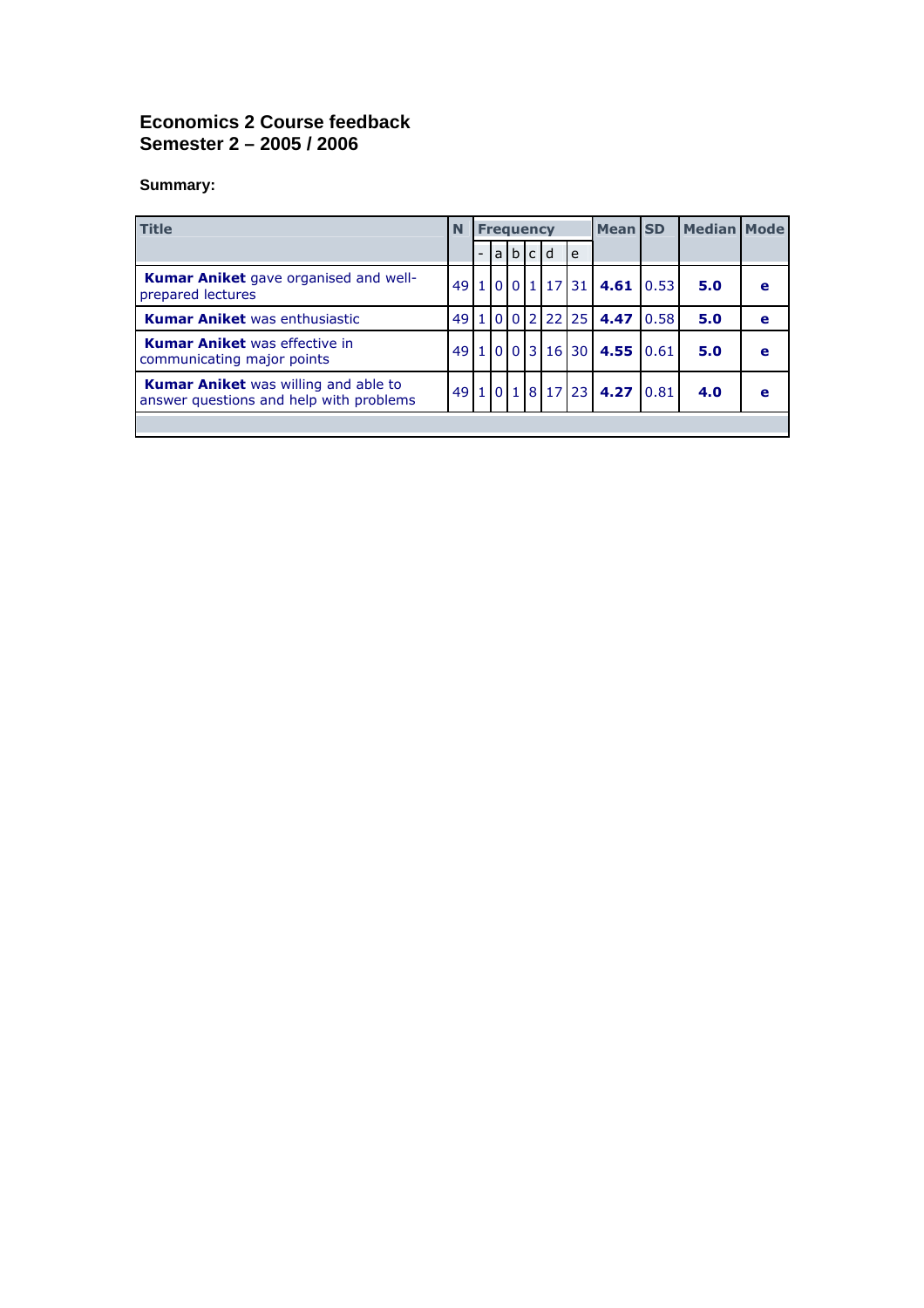# Economics 2 Course feedback
# Semester 2 – 2005 / 2006

**Summary:**

| Title | N | Frequency | | | | | | Mean | SD | Median | Mode |
|---|---|---|---|---|---|---|---|---|---|---|---|
| | | - | a | b | c | d | e | | | | |
| **Kumar Aniket** gave organised and well-prepared lectures | 49 | 1 | 0 | 0 | 1 | 17 | 31 | **4.61** | 0.53 | **5.0** | **e** |
| **Kumar Aniket** was enthusiastic | 49 | 1 | 0 | 0 | 2 | 22 | 25 | **4.47** | 0.58 | **5.0** | **e** |
| **Kumar Aniket** was effective in communicating major points | 49 | 1 | 0 | 0 | 3 | 16 | 30 | **4.55** | 0.61 | **5.0** | **e** |
| **Kumar Aniket** was willing and able to answer questions and help with problems | 49 | 1 | 0 | 1 | 8 | 17 | 23 | **4.27** | 0.81 | **4.0** | **e** |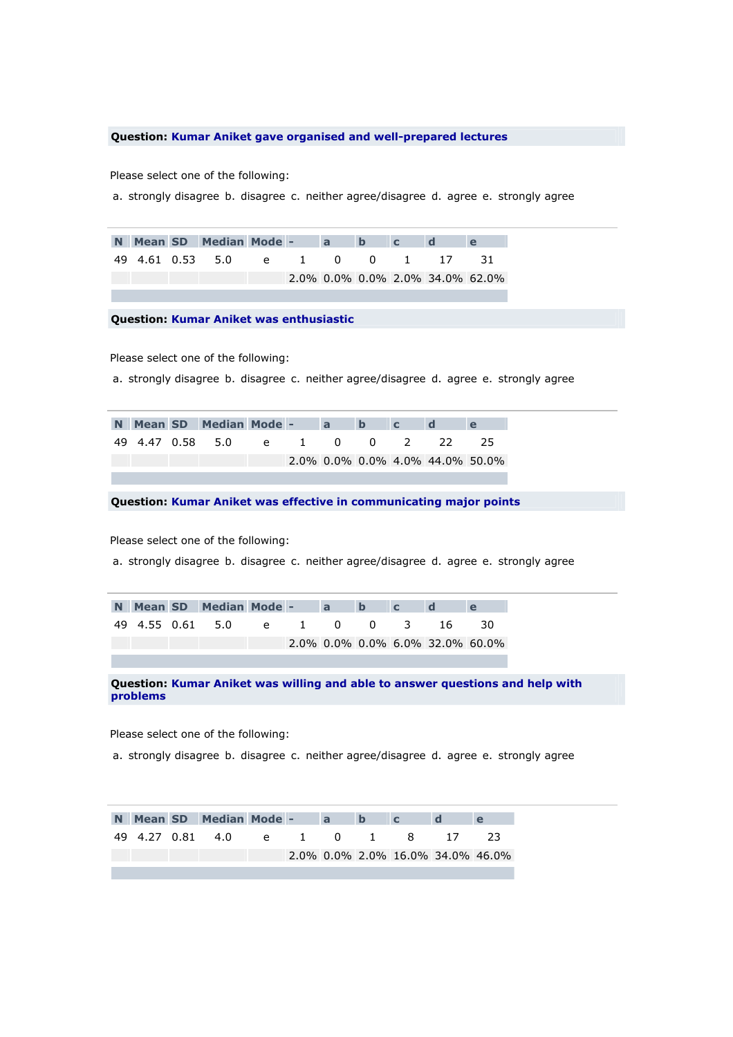**Question:** **Kumar Aniket gave organised and well-prepared lectures**

Please select one of the following:

a. strongly disagree b. disagree c. neither agree/disagree d. agree e. strongly agree

| N | Mean | SD | Median | Mode | - | a | b | c | d | e |
|---|---|---|---|---|---|---|---|---|---|---|
| 49 | 4.61 | 0.53 | 5.0 | e | 1 | 0 | 0 | 1 | 17 | 31 |
| | | | | | 2.0% | 0.0% | 0.0% | 2.0% | 34.0% | 62.0% |

**Question:** **Kumar Aniket was enthusiastic**

Please select one of the following:

a. strongly disagree b. disagree c. neither agree/disagree d. agree e. strongly agree

| N | Mean | SD | Median | Mode | - | a | b | c | d | e |
|---|---|---|---|---|---|---|---|---|---|---|
| 49 | 4.47 | 0.58 | 5.0 | e | 1 | 0 | 0 | 2 | 22 | 25 |
| | | | | | 2.0% | 0.0% | 0.0% | 4.0% | 44.0% | 50.0% |

**Question:** **Kumar Aniket was effective in communicating major points**

Please select one of the following:

a. strongly disagree b. disagree c. neither agree/disagree d. agree e. strongly agree

| N | Mean | SD | Median | Mode | - | a | b | c | d | e |
|---|---|---|---|---|---|---|---|---|---|---|
| 49 | 4.55 | 0.61 | 5.0 | e | 1 | 0 | 0 | 3 | 16 | 30 |
| | | | | | 2.0% | 0.0% | 0.0% | 6.0% | 32.0% | 60.0% |

**Question:** **Kumar Aniket was willing and able to answer questions and help with problems**

Please select one of the following:

a. strongly disagree b. disagree c. neither agree/disagree d. agree e. strongly agree

| N | Mean | SD | Median | Mode | - | a | b | c | d | e |
|---|---|---|---|---|---|---|---|---|---|---|
| 49 | 4.27 | 0.81 | 4.0 | e | 1 | 0 | 1 | 8 | 17 | 23 |
| | | | | | 2.0% | 0.0% | 2.0% | 16.0% | 34.0% | 46.0% |